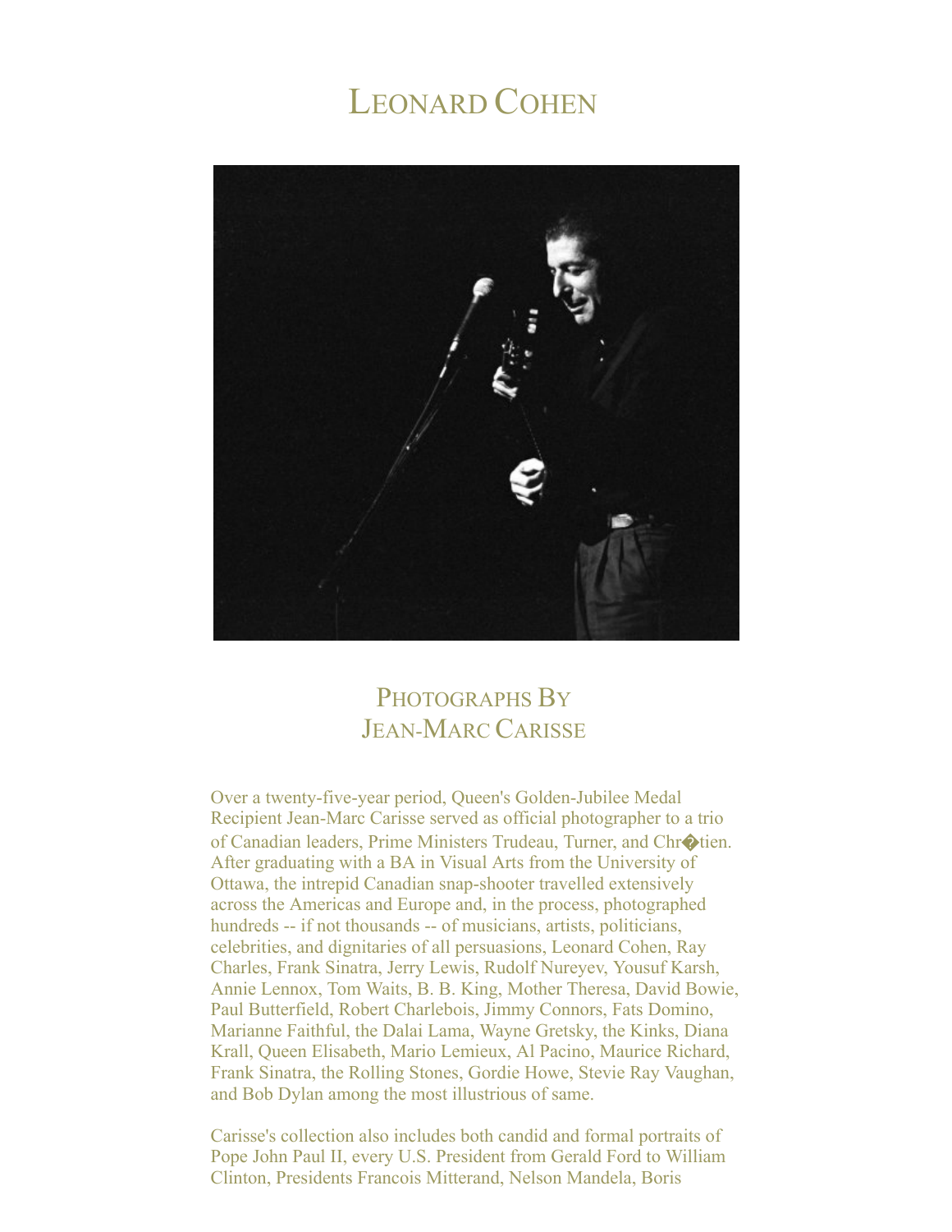# Leonard Cohen

## Photographs By
## Jean-Marc Carisse

Over a twenty-five-year period, Queen's Golden-Jubilee Medal Recipient Jean-Marc Carisse served as official photographer to a trio of Canadian leaders, Prime Ministers Trudeau, Turner, and Chr�tien. After graduating with a BA in Visual Arts from the University of Ottawa, the intrepid Canadian snap-shooter travelled extensively across the Americas and Europe and, in the process, photographed hundreds -- if not thousands -- of musicians, artists, politicians, celebrities, and dignitaries of all persuasions, Leonard Cohen, Ray Charles, Frank Sinatra, Jerry Lewis, Rudolf Nureyev, Yousuf Karsh, Annie Lennox, Tom Waits, B. B. King, Mother Theresa, David Bowie, Paul Butterfield, Robert Charlebois, Jimmy Connors, Fats Domino, Marianne Faithful, the Dalai Lama, Wayne Gretsky, the Kinks, Diana Krall, Queen Elisabeth, Mario Lemieux, Al Pacino, Maurice Richard, Frank Sinatra, the Rolling Stones, Gordie Howe, Stevie Ray Vaughan, and Bob Dylan among the most illustrious of same.

Carisse's collection also includes both candid and formal portraits of Pope John Paul II, every U.S. President from Gerald Ford to William Clinton, Presidents Francois Mitterand, Nelson Mandela, Boris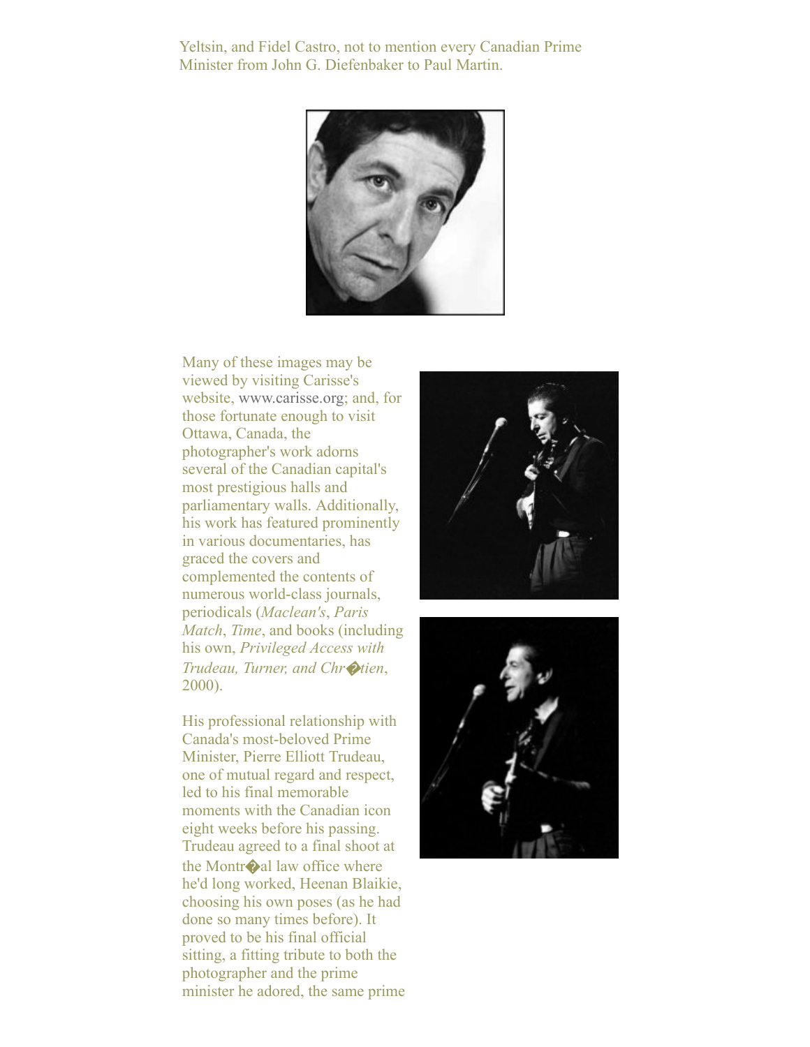Yeltsin, and Fidel Castro, not to mention every Canadian Prime Minister from John G. Diefenbaker to Paul Martin.

Many of these images may be viewed by visiting Carisse's website, www.carisse.org; and, for those fortunate enough to visit Ottawa, Canada, the photographer's work adorns several of the Canadian capital's most prestigious halls and parliamentary walls. Additionally, his work has featured prominently in various documentaries, has graced the covers and complemented the contents of numerous world-class journals, periodicals (*Maclean's*, *Paris Match*, *Time*, and books (including his own, *Privileged Access with Trudeau, Turner, and Chr�tien*, 2000).

His professional relationship with Canada's most-beloved Prime Minister, Pierre Elliott Trudeau, one of mutual regard and respect, led to his final memorable moments with the Canadian icon eight weeks before his passing. Trudeau agreed to a final shoot at the Montr�al law office where he'd long worked, Heenan Blaikie, choosing his own poses (as he had done so many times before). It proved to be his final official sitting, a fitting tribute to both the photographer and the prime minister he adored, the same prime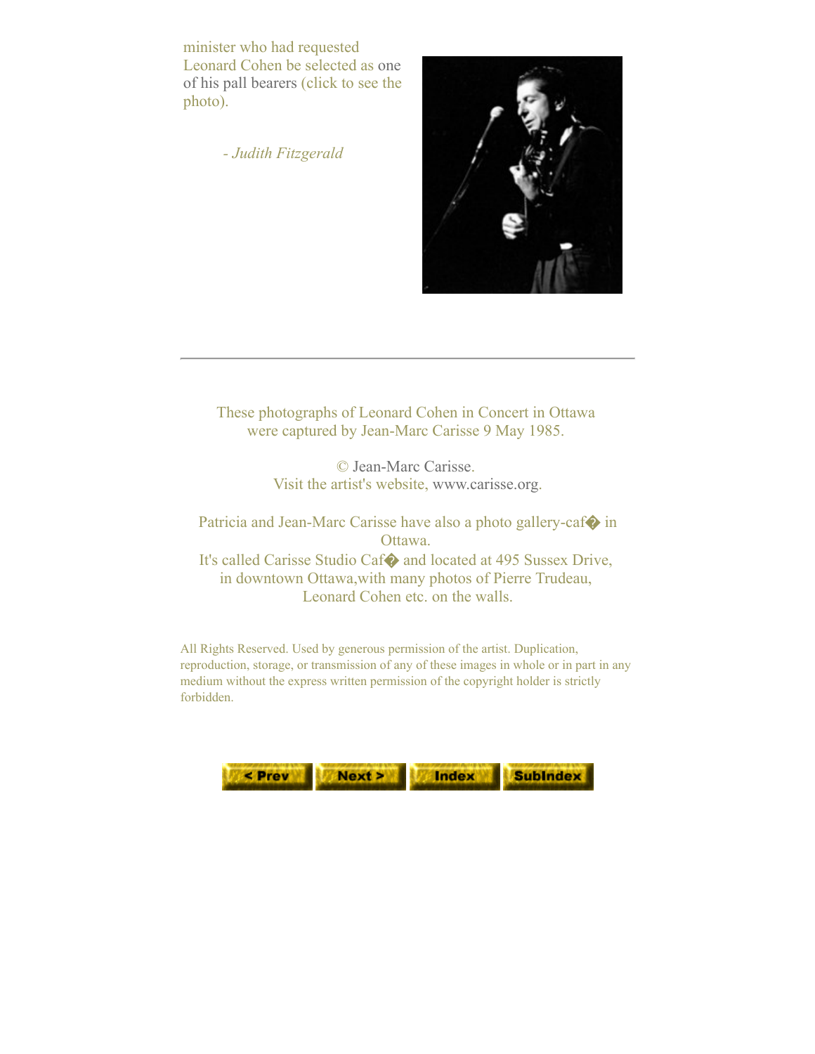minister who had requested Leonard Cohen be selected as one of his pall bearers (click to see the photo).

*- Judith Fitzgerald*

---

These photographs of Leonard Cohen in Concert in Ottawa were captured by Jean-Marc Carisse 9 May 1985.

© Jean-Marc Carisse.
Visit the artist's website, www.carisse.org.

Patricia and Jean-Marc Carisse have also a photo gallery-caf� in Ottawa.
It's called Carisse Studio Caf� and located at 495 Sussex Drive, in downtown Ottawa,with many photos of Pierre Trudeau, Leonard Cohen etc. on the walls.

All Rights Reserved. Used by generous permission of the artist. Duplication, reproduction, storage, or transmission of any of these images in whole or in part in any medium without the express written permission of the copyright holder is strictly forbidden.

< Prev | Next > | Index | SubIndex